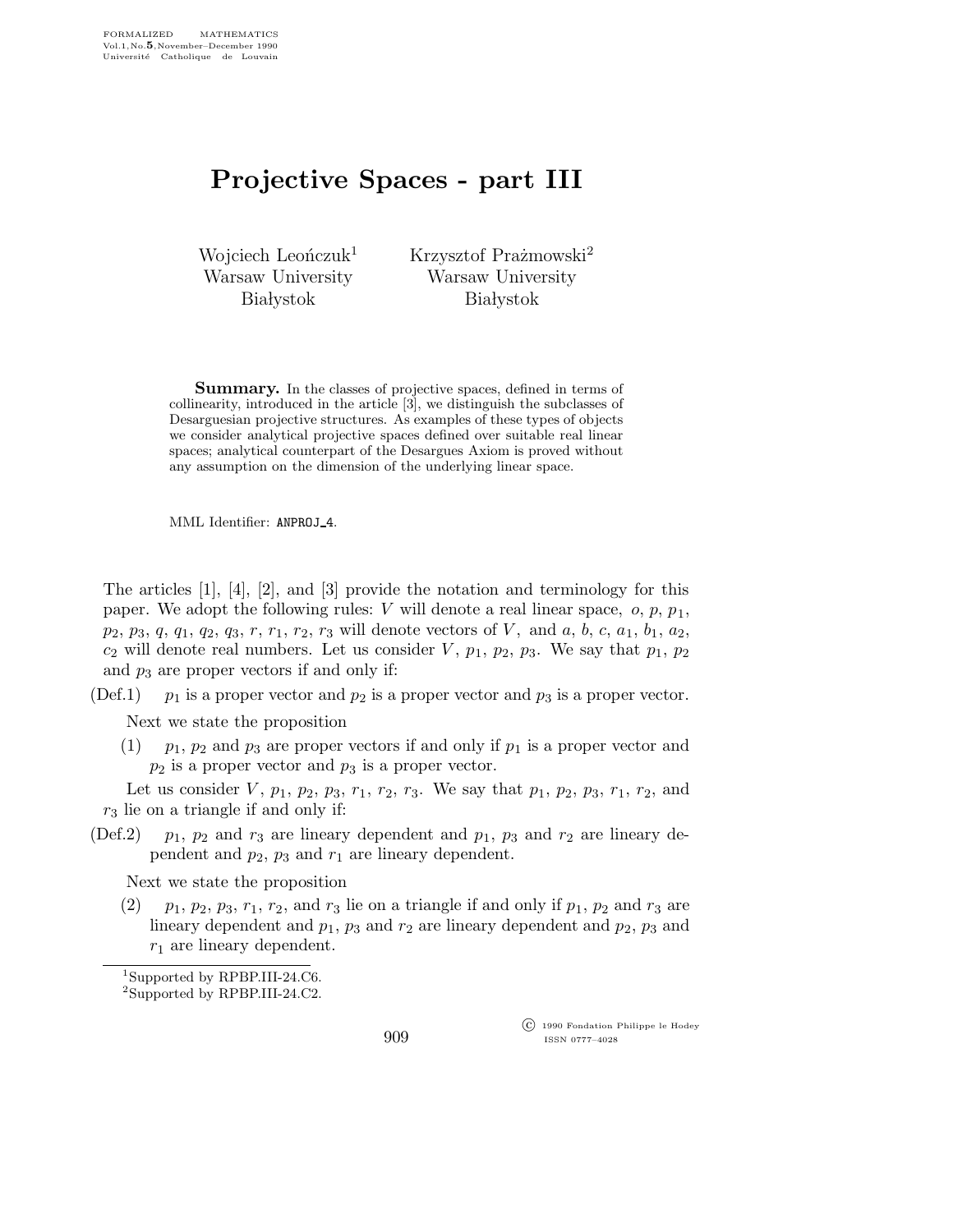FORMALIZED MATHEMATICS
Vol.1, No.5, November–December 1990
Université Catholique de Louvain

# Projective Spaces - part III

Wojciech Leończuk[1]
Warsaw University
Białystok

Krzysztof Prażmowski[2]
Warsaw University
Białystok

**Summary.** In the classes of projective spaces, defined in terms of collinearity, introduced in the article [3], we distinguish the subclasses of Desarguesian projective structures. As examples of these types of objects we consider analytical projective spaces defined over suitable real linear spaces; analytical counterpart of the Desargues Axiom is proved without any assumption on the dimension of the underlying linear space.

MML Identifier: ANPROJ_4.

The articles [1], [4], [2], and [3] provide the notation and terminology for this paper. We adopt the following rules: $V$ will denote a real linear space, $o$, $p$, $p_1$, $p_2$, $p_3$, $q$, $q_1$, $q_2$, $q_3$, $r$, $r_1$, $r_2$, $r_3$ will denote vectors of $V$, and $a$, $b$, $c$, $a_1$, $b_1$, $a_2$, $c_2$ will denote real numbers. Let us consider $V$, $p_1$, $p_2$, $p_3$. We say that $p_1$, $p_2$ and $p_3$ are proper vectors if and only if:

(Def.1) $p_1$ is a proper vector and $p_2$ is a proper vector and $p_3$ is a proper vector.

Next we state the proposition

(1) $p_1$, $p_2$ and $p_3$ are proper vectors if and only if $p_1$ is a proper vector and $p_2$ is a proper vector and $p_3$ is a proper vector.

Let us consider $V$, $p_1$, $p_2$, $p_3$, $r_1$, $r_2$, $r_3$. We say that $p_1$, $p_2$, $p_3$, $r_1$, $r_2$, and $r_3$ lie on a triangle if and only if:

(Def.2) $p_1$, $p_2$ and $r_3$ are lineary dependent and $p_1$, $p_3$ and $r_2$ are lineary dependent and $p_2$, $p_3$ and $r_1$ are lineary dependent.

Next we state the proposition

(2) $p_1$, $p_2$, $p_3$, $r_1$, $r_2$, and $r_3$ lie on a triangle if and only if $p_1$, $p_2$ and $r_3$ are lineary dependent and $p_1$, $p_3$ and $r_2$ are lineary dependent and $p_2$, $p_3$ and $r_1$ are lineary dependent.

[1] Supported by RPBP.III-24.C6.
[2] Supported by RPBP.III-24.C2.

© 1990 Fondation Philippe le Hodey
ISSN 0777–4028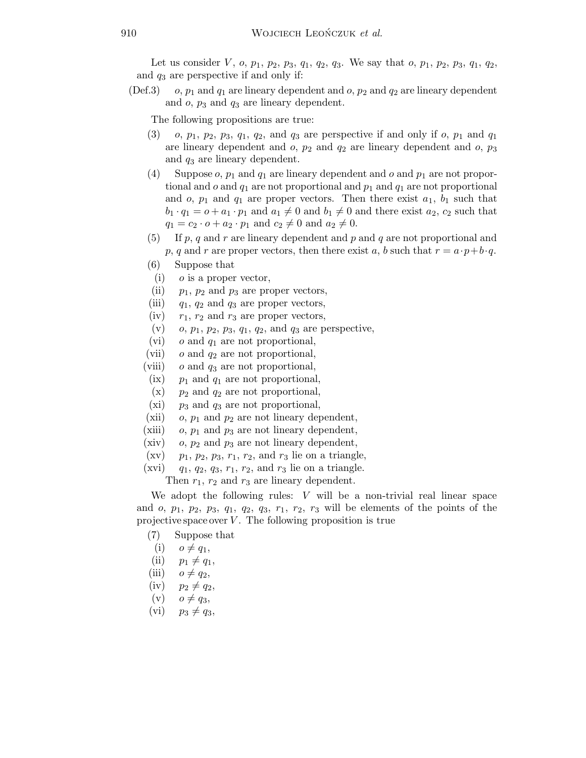Let us consider $V$, $o$, $p_1$, $p_2$, $p_3$, $q_1$, $q_2$, $q_3$. We say that $o$, $p_1$, $p_2$, $p_3$, $q_1$, $q_2$, and $q_3$ are perspective if and only if:

(Def.3) $o$, $p_1$ and $q_1$ are lineary dependent and $o$, $p_2$ and $q_2$ are lineary dependent and $o$, $p_3$ and $q_3$ are lineary dependent.

The following propositions are true:

(3) $o$, $p_1$, $p_2$, $p_3$, $q_1$, $q_2$, and $q_3$ are perspective if and only if $o$, $p_1$ and $q_1$ are lineary dependent and $o$, $p_2$ and $q_2$ are lineary dependent and $o$, $p_3$ and $q_3$ are lineary dependent.

(4) Suppose $o$, $p_1$ and $q_1$ are lineary dependent and $o$ and $p_1$ are not proportional and $o$ and $q_1$ are not proportional and $p_1$ and $q_1$ are not proportional and $o$, $p_1$ and $q_1$ are proper vectors. Then there exist $a_1$, $b_1$ such that $b_1 \cdot q_1 = o + a_1 \cdot p_1$ and $a_1 \neq 0$ and $b_1 \neq 0$ and there exist $a_2$, $c_2$ such that $q_1 = c_2 \cdot o + a_2 \cdot p_1$ and $c_2 \neq 0$ and $a_2 \neq 0$.

(5) If $p$, $q$ and $r$ are lineary dependent and $p$ and $q$ are not proportional and $p$, $q$ and $r$ are proper vectors, then there exist $a$, $b$ such that $r = a \cdot p + b \cdot q$.

(6) Suppose that
- (i) $o$ is a proper vector,
- (ii) $p_1$, $p_2$ and $p_3$ are proper vectors,
- (iii) $q_1$, $q_2$ and $q_3$ are proper vectors,
- (iv) $r_1$, $r_2$ and $r_3$ are proper vectors,
- (v) $o$, $p_1$, $p_2$, $p_3$, $q_1$, $q_2$, and $q_3$ are perspective,
- (vi) $o$ and $q_1$ are not proportional,
- (vii) $o$ and $q_2$ are not proportional,
- (viii) $o$ and $q_3$ are not proportional,
- (ix) $p_1$ and $q_1$ are not proportional,
- (x) $p_2$ and $q_2$ are not proportional,
- (xi) $p_3$ and $q_3$ are not proportional,
- (xii) $o$, $p_1$ and $p_2$ are not lineary dependent,
- (xiii) $o$, $p_1$ and $p_3$ are not lineary dependent,
- (xiv) $o$, $p_2$ and $p_3$ are not lineary dependent,
- (xv) $p_1$, $p_2$, $p_3$, $r_1$, $r_2$, and $r_3$ lie on a triangle,
- (xvi) $q_1$, $q_2$, $q_3$, $r_1$, $r_2$, and $r_3$ lie on a triangle.

Then $r_1$, $r_2$ and $r_3$ are lineary dependent.

We adopt the following rules: $V$ will be a non-trivial real linear space and $o$, $p_1$, $p_2$, $p_3$, $q_1$, $q_2$, $q_3$, $r_1$, $r_2$, $r_3$ will be elements of the points of the projective space over $V$. The following proposition is true

(7) Suppose that
- (i) $o \neq q_1$,
- (ii) $p_1 \neq q_1$,
- (iii) $o \neq q_2$,
- (iv) $p_2 \neq q_2$,
- (v) $o \neq q_3$,
- (vi) $p_3 \neq q_3$,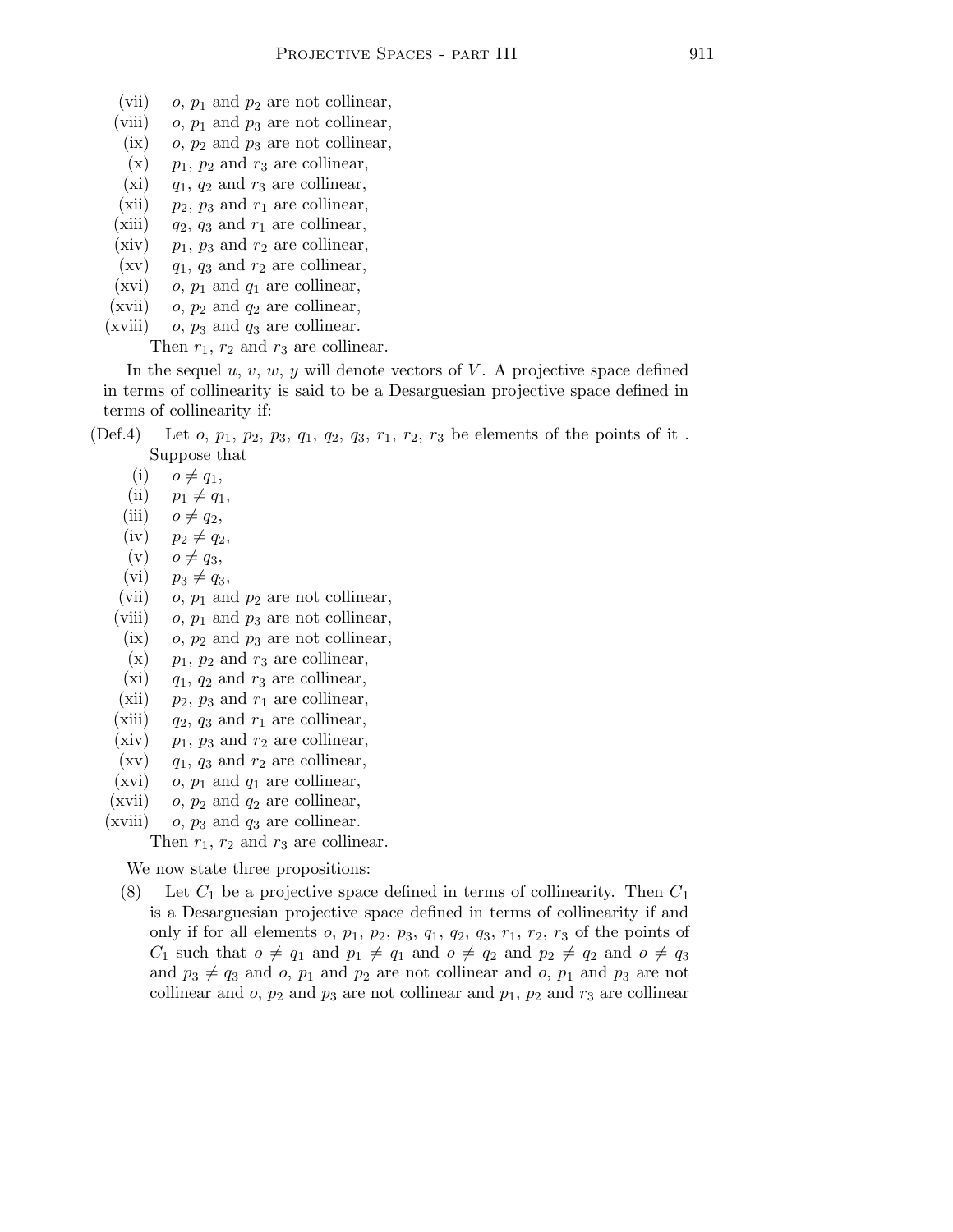(vii) $o$, $p_1$ and $p_2$ are not collinear,

(viii) $o$, $p_1$ and $p_3$ are not collinear,

(ix) $o$, $p_2$ and $p_3$ are not collinear,

(x) $p_1$, $p_2$ and $r_3$ are collinear,

(xi) $q_1$, $q_2$ and $r_3$ are collinear,

(xii) $p_2$, $p_3$ and $r_1$ are collinear,

(xiii) $q_2$, $q_3$ and $r_1$ are collinear,

(xiv) $p_1$, $p_3$ and $r_2$ are collinear,

(xv) $q_1$, $q_3$ and $r_2$ are collinear,

(xvi) $o$, $p_1$ and $q_1$ are collinear,

(xvii) $o$, $p_2$ and $q_2$ are collinear,

(xviii) $o$, $p_3$ and $q_3$ are collinear.

Then $r_1$, $r_2$ and $r_3$ are collinear.

In the sequel $u$, $v$, $w$, $y$ will denote vectors of $V$. A projective space defined in terms of collinearity is said to be a Desarguesian projective space defined in terms of collinearity if:

(Def.4) Let $o$, $p_1$, $p_2$, $p_3$, $q_1$, $q_2$, $q_3$, $r_1$, $r_2$, $r_3$ be elements of the points of it . Suppose that

(i) $o \neq q_1$,

(ii) $p_1 \neq q_1$,

(iii) $o \neq q_2$,

(iv) $p_2 \neq q_2$,

(v) $o \neq q_3$,

(vi) $p_3 \neq q_3$,

(vii) $o$, $p_1$ and $p_2$ are not collinear,

(viii) $o$, $p_1$ and $p_3$ are not collinear,

(ix) $o$, $p_2$ and $p_3$ are not collinear,

(x) $p_1$, $p_2$ and $r_3$ are collinear,

(xi) $q_1$, $q_2$ and $r_3$ are collinear,

(xii) $p_2$, $p_3$ and $r_1$ are collinear,

(xiii) $q_2$, $q_3$ and $r_1$ are collinear,

(xiv) $p_1$, $p_3$ and $r_2$ are collinear,

(xv) $q_1$, $q_3$ and $r_2$ are collinear,

(xvi) $o$, $p_1$ and $q_1$ are collinear,

(xvii) $o$, $p_2$ and $q_2$ are collinear,

(xviii) $o$, $p_3$ and $q_3$ are collinear.

Then $r_1$, $r_2$ and $r_3$ are collinear.

We now state three propositions:

(8) Let $C_1$ be a projective space defined in terms of collinearity. Then $C_1$ is a Desarguesian projective space defined in terms of collinearity if and only if for all elements $o$, $p_1$, $p_2$, $p_3$, $q_1$, $q_2$, $q_3$, $r_1$, $r_2$, $r_3$ of the points of $C_1$ such that $o \neq q_1$ and $p_1 \neq q_1$ and $o \neq q_2$ and $p_2 \neq q_2$ and $o \neq q_3$ and $p_3 \neq q_3$ and $o$, $p_1$ and $p_2$ are not collinear and $o$, $p_1$ and $p_3$ are not collinear and $o$, $p_2$ and $p_3$ are not collinear and $p_1$, $p_2$ and $r_3$ are collinear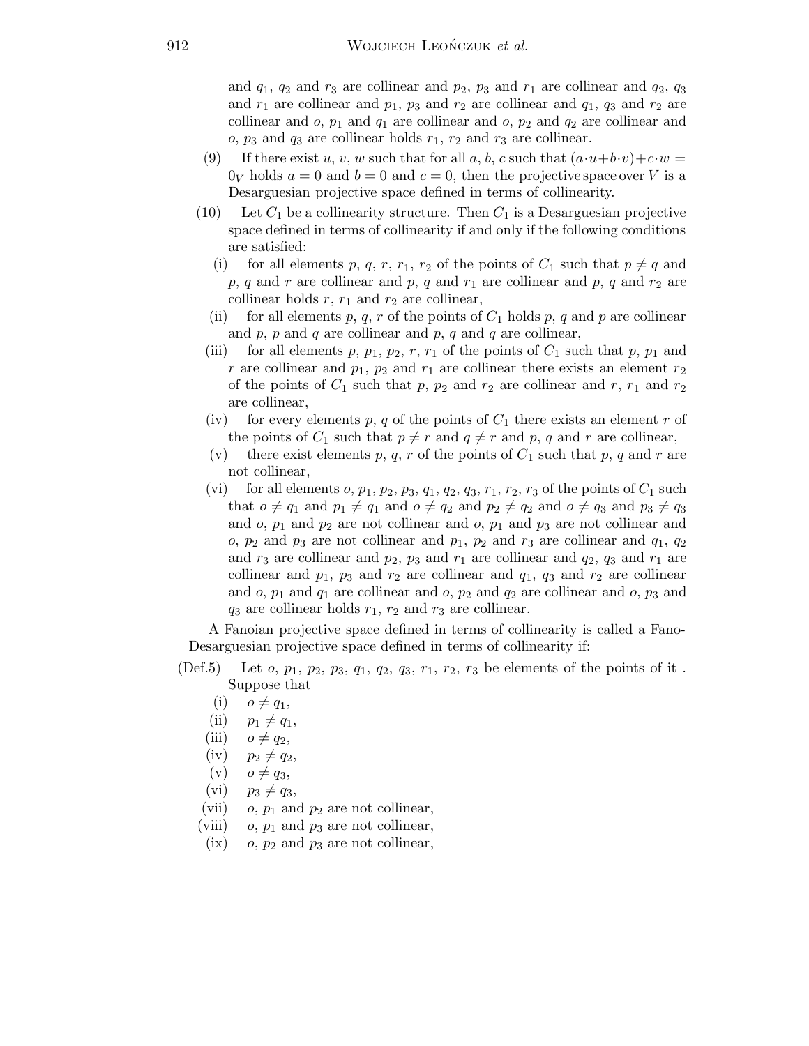and $q_1$, $q_2$ and $r_3$ are collinear and $p_2$, $p_3$ and $r_1$ are collinear and $q_2$, $q_3$ and $r_1$ are collinear and $p_1$, $p_3$ and $r_2$ are collinear and $q_1$, $q_3$ and $r_2$ are collinear and $o$, $p_1$ and $q_1$ are collinear and $o$, $p_2$ and $q_2$ are collinear and $o$, $p_3$ and $q_3$ are collinear holds $r_1$, $r_2$ and $r_3$ are collinear.

(9) If there exist $u$, $v$, $w$ such that for all $a$, $b$, $c$ such that $(a \cdot u + b \cdot v) + c \cdot w = 0_V$ holds $a = 0$ and $b = 0$ and $c = 0$, then the projective space over $V$ is a Desarguesian projective space defined in terms of collinearity.

(10) Let $C_1$ be a collinearity structure. Then $C_1$ is a Desarguesian projective space defined in terms of collinearity if and only if the following conditions are satisfied:

- (i) for all elements $p$, $q$, $r$, $r_1$, $r_2$ of the points of $C_1$ such that $p \neq q$ and $p$, $q$ and $r$ are collinear and $p$, $q$ and $r_1$ are collinear and $p$, $q$ and $r_2$ are collinear holds $r$, $r_1$ and $r_2$ are collinear,
- (ii) for all elements $p$, $q$, $r$ of the points of $C_1$ holds $p$, $q$ and $p$ are collinear and $p$, $p$ and $q$ are collinear and $p$, $q$ and $q$ are collinear,
- (iii) for all elements $p$, $p_1$, $p_2$, $r$, $r_1$ of the points of $C_1$ such that $p$, $p_1$ and $r$ are collinear and $p_1$, $p_2$ and $r_1$ are collinear there exists an element $r_2$ of the points of $C_1$ such that $p$, $p_2$ and $r_2$ are collinear and $r$, $r_1$ and $r_2$ are collinear,
- (iv) for every elements $p$, $q$ of the points of $C_1$ there exists an element $r$ of the points of $C_1$ such that $p \neq r$ and $q \neq r$ and $p$, $q$ and $r$ are collinear,
- (v) there exist elements $p$, $q$, $r$ of the points of $C_1$ such that $p$, $q$ and $r$ are not collinear,
- (vi) for all elements $o$, $p_1$, $p_2$, $p_3$, $q_1$, $q_2$, $q_3$, $r_1$, $r_2$, $r_3$ of the points of $C_1$ such that $o \neq q_1$ and $p_1 \neq q_1$ and $o \neq q_2$ and $p_2 \neq q_2$ and $o \neq q_3$ and $p_3 \neq q_3$ and $o$, $p_1$ and $p_2$ are not collinear and $o$, $p_1$ and $p_3$ are not collinear and $o$, $p_2$ and $p_3$ are not collinear and $p_1$, $p_2$ and $r_3$ are collinear and $q_1$, $q_2$ and $r_3$ are collinear and $p_2$, $p_3$ and $r_1$ are collinear and $q_2$, $q_3$ and $r_1$ are collinear and $p_1$, $p_3$ and $r_2$ are collinear and $q_1$, $q_3$ and $r_2$ are collinear and $o$, $p_1$ and $q_1$ are collinear and $o$, $p_2$ and $q_2$ are collinear and $o$, $p_3$ and $q_3$ are collinear holds $r_1$, $r_2$ and $r_3$ are collinear.

A Fanoian projective space defined in terms of collinearity is called a Fano-Desarguesian projective space defined in terms of collinearity if:

(Def.5) Let $o$, $p_1$, $p_2$, $p_3$, $q_1$, $q_2$, $q_3$, $r_1$, $r_2$, $r_3$ be elements of the points of it . Suppose that

- (i) $o \neq q_1$,
- (ii) $p_1 \neq q_1$,
- (iii) $o \neq q_2$,
- (iv) $p_2 \neq q_2$,
- (v) $o \neq q_3$,
- (vi) $p_3 \neq q_3$,
- (vii) $o$, $p_1$ and $p_2$ are not collinear,
- (viii) $o$, $p_1$ and $p_3$ are not collinear,
- (ix) $o$, $p_2$ and $p_3$ are not collinear,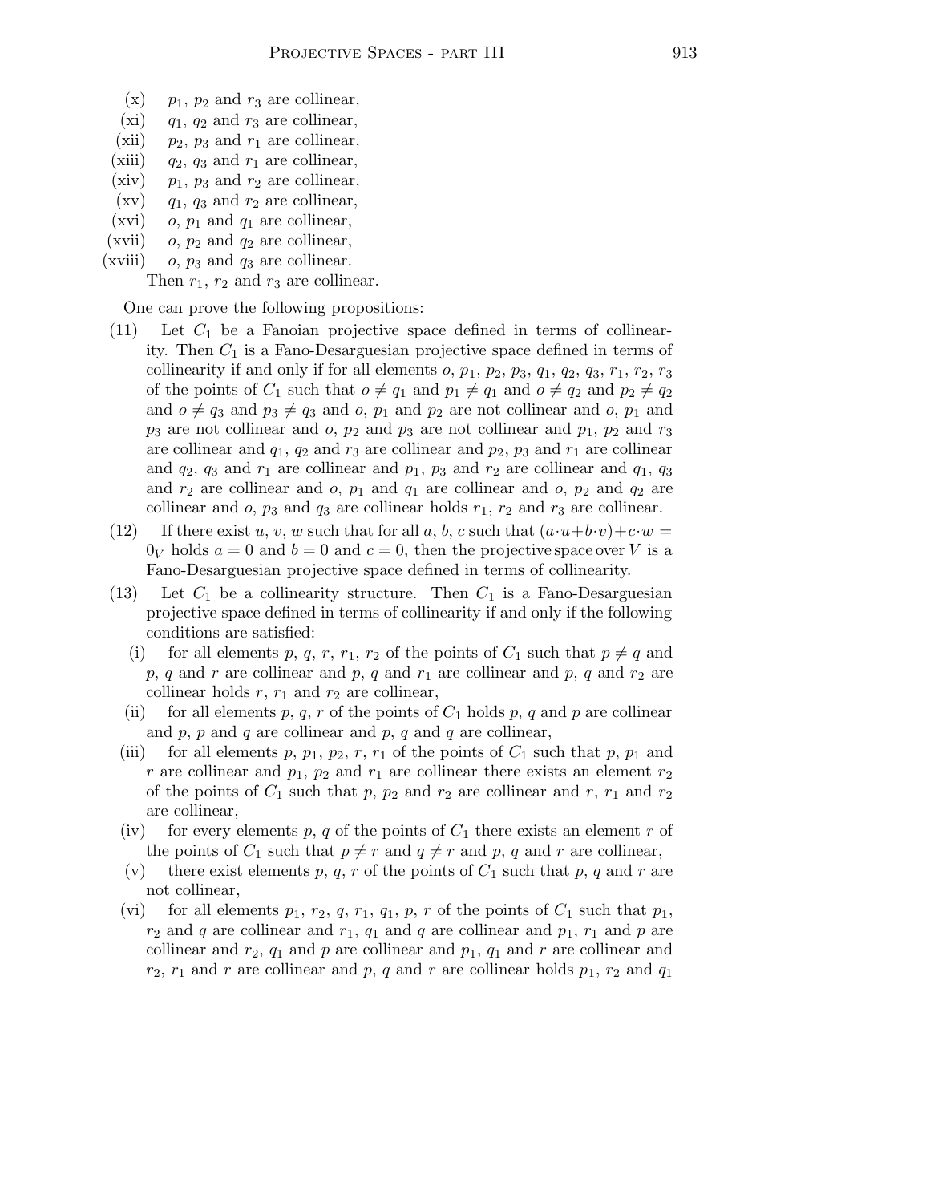(x) $p_1$, $p_2$ and $r_3$ are collinear,

(xi) $q_1$, $q_2$ and $r_3$ are collinear,

(xii) $p_2$, $p_3$ and $r_1$ are collinear,

(xiii) $q_2$, $q_3$ and $r_1$ are collinear,

(xiv) $p_1$, $p_3$ and $r_2$ are collinear,

(xv) $q_1$, $q_3$ and $r_2$ are collinear,

(xvi) $o$, $p_1$ and $q_1$ are collinear,

(xvii) $o$, $p_2$ and $q_2$ are collinear,

(xviii) $o$, $p_3$ and $q_3$ are collinear.

Then $r_1$, $r_2$ and $r_3$ are collinear.

One can prove the following propositions:

(11) Let $C_1$ be a Fanoian projective space defined in terms of collinearity. Then $C_1$ is a Fano-Desarguesian projective space defined in terms of collinearity if and only if for all elements $o$, $p_1$, $p_2$, $p_3$, $q_1$, $q_2$, $q_3$, $r_1$, $r_2$, $r_3$ of the points of $C_1$ such that $o \neq q_1$ and $p_1 \neq q_1$ and $o \neq q_2$ and $p_2 \neq q_2$ and $o \neq q_3$ and $p_3 \neq q_3$ and $o$, $p_1$ and $p_2$ are not collinear and $o$, $p_1$ and $p_3$ are not collinear and $o$, $p_2$ and $p_3$ are not collinear and $p_1$, $p_2$ and $r_3$ are collinear and $q_1$, $q_2$ and $r_3$ are collinear and $p_2$, $p_3$ and $r_1$ are collinear and $q_2$, $q_3$ and $r_1$ are collinear and $p_1$, $p_3$ and $r_2$ are collinear and $q_1$, $q_3$ and $r_2$ are collinear and $o$, $p_1$ and $q_1$ are collinear and $o$, $p_2$ and $q_2$ are collinear and $o$, $p_3$ and $q_3$ are collinear holds $r_1$, $r_2$ and $r_3$ are collinear.

(12) If there exist $u$, $v$, $w$ such that for all $a$, $b$, $c$ such that $(a \cdot u + b \cdot v) + c \cdot w = 0_V$ holds $a = 0$ and $b = 0$ and $c = 0$, then the projective space over $V$ is a Fano-Desarguesian projective space defined in terms of collinearity.

(13) Let $C_1$ be a collinearity structure. Then $C_1$ is a Fano-Desarguesian projective space defined in terms of collinearity if and only if the following conditions are satisfied:

(i) for all elements $p$, $q$, $r$, $r_1$, $r_2$ of the points of $C_1$ such that $p \neq q$ and $p$, $q$ and $r$ are collinear and $p$, $q$ and $r_1$ are collinear and $p$, $q$ and $r_2$ are collinear holds $r$, $r_1$ and $r_2$ are collinear,

(ii) for all elements $p$, $q$, $r$ of the points of $C_1$ holds $p$, $q$ and $p$ are collinear and $p$, $p$ and $q$ are collinear and $p$, $q$ and $q$ are collinear,

(iii) for all elements $p$, $p_1$, $p_2$, $r$, $r_1$ of the points of $C_1$ such that $p$, $p_1$ and $r$ are collinear and $p_1$, $p_2$ and $r_1$ are collinear there exists an element $r_2$ of the points of $C_1$ such that $p$, $p_2$ and $r_2$ are collinear and $r$, $r_1$ and $r_2$ are collinear,

(iv) for every elements $p$, $q$ of the points of $C_1$ there exists an element $r$ of the points of $C_1$ such that $p \neq r$ and $q \neq r$ and $p$, $q$ and $r$ are collinear,

(v) there exist elements $p$, $q$, $r$ of the points of $C_1$ such that $p$, $q$ and $r$ are not collinear,

(vi) for all elements $p_1$, $r_2$, $q$, $r_1$, $q_1$, $p$, $r$ of the points of $C_1$ such that $p_1$, $r_2$ and $q$ are collinear and $r_1$, $q_1$ and $q$ are collinear and $p_1$, $r_1$ and $p$ are collinear and $r_2$, $q_1$ and $p$ are collinear and $p_1$, $q_1$ and $r$ are collinear and $r_2$, $r_1$ and $r$ are collinear and $p$, $q$ and $r$ are collinear holds $p_1$, $r_2$ and $q_1$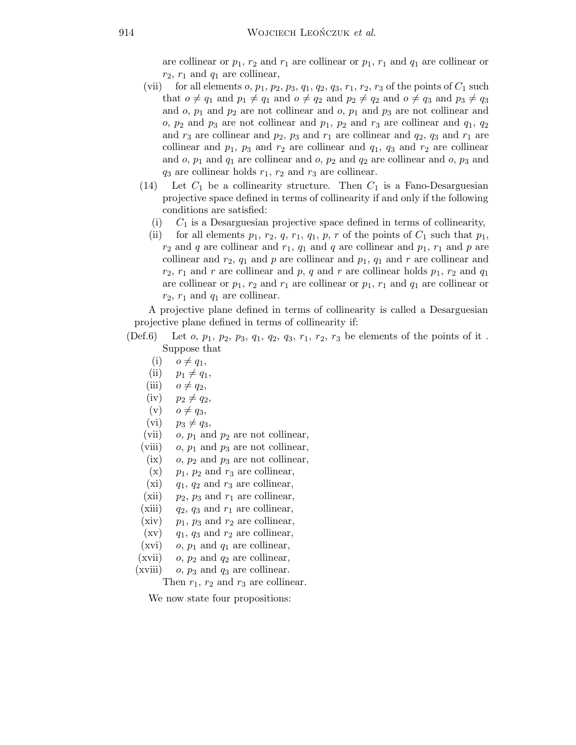are collinear or $p_1$, $r_2$ and $r_1$ are collinear or $p_1$, $r_1$ and $q_1$ are collinear or $r_2$, $r_1$ and $q_1$ are collinear,

(vii) for all elements $o$, $p_1$, $p_2$, $p_3$, $q_1$, $q_2$, $q_3$, $r_1$, $r_2$, $r_3$ of the points of $C_1$ such that $o \neq q_1$ and $p_1 \neq q_1$ and $o \neq q_2$ and $p_2 \neq q_2$ and $o \neq q_3$ and $p_3 \neq q_3$ and $o$, $p_1$ and $p_2$ are not collinear and $o$, $p_1$ and $p_3$ are not collinear and $o$, $p_2$ and $p_3$ are not collinear and $p_1$, $p_2$ and $r_3$ are collinear and $q_1$, $q_2$ and $r_3$ are collinear and $p_2$, $p_3$ and $r_1$ are collinear and $q_2$, $q_3$ and $r_1$ are collinear and $p_1$, $p_3$ and $r_2$ are collinear and $q_1$, $q_3$ and $r_2$ are collinear and $o$, $p_1$ and $q_1$ are collinear and $o$, $p_2$ and $q_2$ are collinear and $o$, $p_3$ and $q_3$ are collinear holds $r_1$, $r_2$ and $r_3$ are collinear.

(14) Let $C_1$ be a collinearity structure. Then $C_1$ is a Fano-Desarguesian projective space defined in terms of collinearity if and only if the following conditions are satisfied:

(i) $C_1$ is a Desarguesian projective space defined in terms of collinearity,

(ii) for all elements $p_1$, $r_2$, $q$, $r_1$, $q_1$, $p$, $r$ of the points of $C_1$ such that $p_1$, $r_2$ and $q$ are collinear and $r_1$, $q_1$ and $q$ are collinear and $p_1$, $r_1$ and $p$ are collinear and $r_2$, $q_1$ and $p$ are collinear and $p_1$, $q_1$ and $r$ are collinear and $r_2$, $r_1$ and $r$ are collinear and $p$, $q$ and $r$ are collinear holds $p_1$, $r_2$ and $q_1$ are collinear or $p_1$, $r_2$ and $r_1$ are collinear or $p_1$, $r_1$ and $q_1$ are collinear or $r_2$, $r_1$ and $q_1$ are collinear.

A projective plane defined in terms of collinearity is called a Desarguesian projective plane defined in terms of collinearity if:

(Def.6) Let $o$, $p_1$, $p_2$, $p_3$, $q_1$, $q_2$, $q_3$, $r_1$, $r_2$, $r_3$ be elements of the points of it . Suppose that

(i) $o \neq q_1$,

(ii) $p_1 \neq q_1$,

(iii) $o \neq q_2$,

(iv) $p_2 \neq q_2$,

(v) $o \neq q_3$,

(vi) $p_3 \neq q_3$,

(vii) $o$, $p_1$ and $p_2$ are not collinear,

(viii) $o$, $p_1$ and $p_3$ are not collinear,

(ix) $o$, $p_2$ and $p_3$ are not collinear,

(x) $p_1$, $p_2$ and $r_3$ are collinear,

(xi) $q_1$, $q_2$ and $r_3$ are collinear,

(xii) $p_2$, $p_3$ and $r_1$ are collinear,

(xiii) $q_2$, $q_3$ and $r_1$ are collinear,

(xiv) $p_1$, $p_3$ and $r_2$ are collinear,

(xv) $q_1$, $q_3$ and $r_2$ are collinear,

(xvi) $o$, $p_1$ and $q_1$ are collinear,

(xvii) $o$, $p_2$ and $q_2$ are collinear,

(xviii) $o$, $p_3$ and $q_3$ are collinear.

Then $r_1$, $r_2$ and $r_3$ are collinear.

We now state four propositions: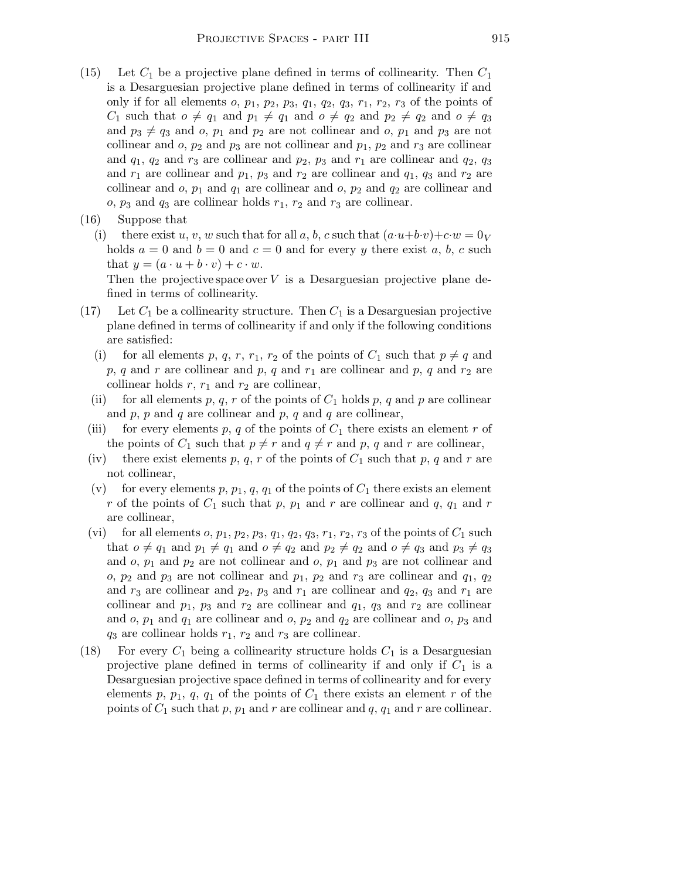(15) Let $C_1$ be a projective plane defined in terms of collinearity. Then $C_1$ is a Desarguesian projective plane defined in terms of collinearity if and only if for all elements $o$, $p_1$, $p_2$, $p_3$, $q_1$, $q_2$, $q_3$, $r_1$, $r_2$, $r_3$ of the points of $C_1$ such that $o \neq q_1$ and $p_1 \neq q_1$ and $o \neq q_2$ and $p_2 \neq q_2$ and $o \neq q_3$ and $p_3 \neq q_3$ and $o$, $p_1$ and $p_2$ are not collinear and $o$, $p_1$ and $p_3$ are not collinear and $o$, $p_2$ and $p_3$ are not collinear and $p_1$, $p_2$ and $r_3$ are collinear and $q_1$, $q_2$ and $r_3$ are collinear and $p_2$, $p_3$ and $r_1$ are collinear and $q_2$, $q_3$ and $r_1$ are collinear and $p_1$, $p_3$ and $r_2$ are collinear and $q_1$, $q_3$ and $r_2$ are collinear and $o$, $p_1$ and $q_1$ are collinear and $o$, $p_2$ and $q_2$ are collinear and $o$, $p_3$ and $q_3$ are collinear holds $r_1$, $r_2$ and $r_3$ are collinear.

(16) Suppose that

 (i) there exist $u$, $v$, $w$ such that for all $a$, $b$, $c$ such that $(a \cdot u + b \cdot v) + c \cdot w = 0_V$ holds $a = 0$ and $b = 0$ and $c = 0$ and for every $y$ there exist $a$, $b$, $c$ such that $y = (a \cdot u + b \cdot v) + c \cdot w$.

 Then the projective space over $V$ is a Desarguesian projective plane defined in terms of collinearity.

(17) Let $C_1$ be a collinearity structure. Then $C_1$ is a Desarguesian projective plane defined in terms of collinearity if and only if the following conditions are satisfied:

 (i) for all elements $p$, $q$, $r$, $r_1$, $r_2$ of the points of $C_1$ such that $p \neq q$ and $p$, $q$ and $r$ are collinear and $p$, $q$ and $r_1$ are collinear and $p$, $q$ and $r_2$ are collinear holds $r$, $r_1$ and $r_2$ are collinear,

 (ii) for all elements $p$, $q$, $r$ of the points of $C_1$ holds $p$, $q$ and $p$ are collinear and $p$, $p$ and $q$ are collinear and $p$, $q$ and $q$ are collinear,

 (iii) for every elements $p$, $q$ of the points of $C_1$ there exists an element $r$ of the points of $C_1$ such that $p \neq r$ and $q \neq r$ and $p$, $q$ and $r$ are collinear,

 (iv) there exist elements $p$, $q$, $r$ of the points of $C_1$ such that $p$, $q$ and $r$ are not collinear,

 (v) for every elements $p$, $p_1$, $q$, $q_1$ of the points of $C_1$ there exists an element $r$ of the points of $C_1$ such that $p$, $p_1$ and $r$ are collinear and $q$, $q_1$ and $r$ are collinear,

 (vi) for all elements $o$, $p_1$, $p_2$, $p_3$, $q_1$, $q_2$, $q_3$, $r_1$, $r_2$, $r_3$ of the points of $C_1$ such that $o \neq q_1$ and $p_1 \neq q_1$ and $o \neq q_2$ and $p_2 \neq q_2$ and $o \neq q_3$ and $p_3 \neq q_3$ and $o$, $p_1$ and $p_2$ are not collinear and $o$, $p_1$ and $p_3$ are not collinear and $o$, $p_2$ and $p_3$ are not collinear and $p_1$, $p_2$ and $r_3$ are collinear and $q_1$, $q_2$ and $r_3$ are collinear and $p_2$, $p_3$ and $r_1$ are collinear and $q_2$, $q_3$ and $r_1$ are collinear and $p_1$, $p_3$ and $r_2$ are collinear and $q_1$, $q_3$ and $r_2$ are collinear and $o$, $p_1$ and $q_1$ are collinear and $o$, $p_2$ and $q_2$ are collinear and $o$, $p_3$ and $q_3$ are collinear holds $r_1$, $r_2$ and $r_3$ are collinear.

(18) For every $C_1$ being a collinearity structure holds $C_1$ is a Desarguesian projective plane defined in terms of collinearity if and only if $C_1$ is a Desarguesian projective space defined in terms of collinearity and for every elements $p$, $p_1$, $q$, $q_1$ of the points of $C_1$ there exists an element $r$ of the points of $C_1$ such that $p$, $p_1$ and $r$ are collinear and $q$, $q_1$ and $r$ are collinear.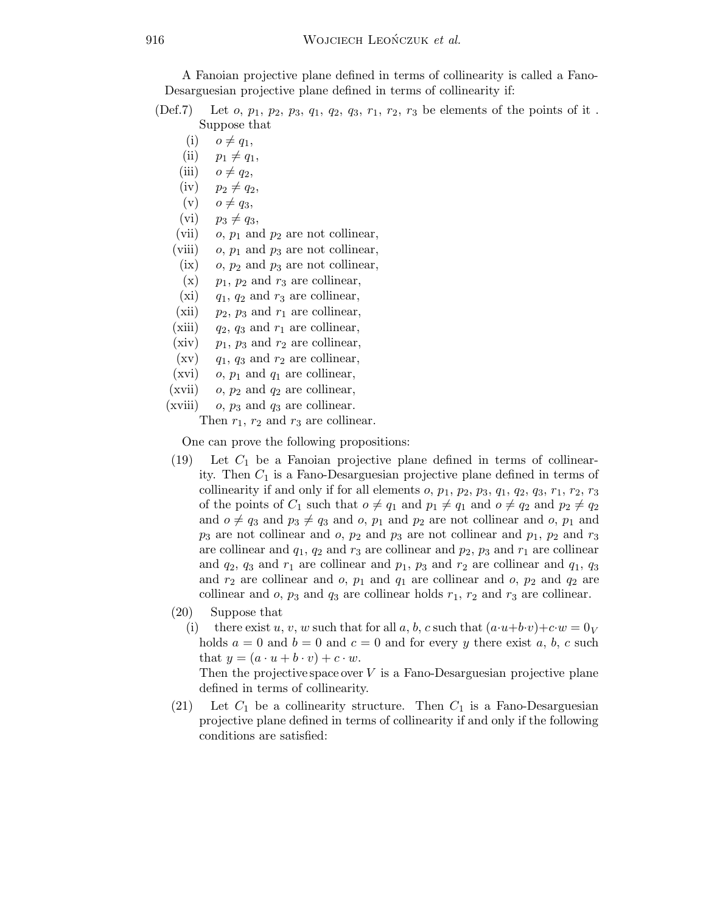A Fanoian projective plane defined in terms of collinearity is called a Fano-Desarguesian projective plane defined in terms of collinearity if:

(Def.7) Let $o$, $p_1$, $p_2$, $p_3$, $q_1$, $q_2$, $q_3$, $r_1$, $r_2$, $r_3$ be elements of the points of it . Suppose that

- (i) $o \neq q_1$,
- (ii) $p_1 \neq q_1$,
- (iii) $o \neq q_2$,
- (iv) $p_2 \neq q_2$,
- (v) $o \neq q_3$,
- (vi) $p_3 \neq q_3$,
- (vii) $o$, $p_1$ and $p_2$ are not collinear,
- (viii) $o$, $p_1$ and $p_3$ are not collinear,
- (ix) $o$, $p_2$ and $p_3$ are not collinear,
- (x) $p_1$, $p_2$ and $r_3$ are collinear,
- (xi) $q_1$, $q_2$ and $r_3$ are collinear,
- (xii) $p_2$, $p_3$ and $r_1$ are collinear,
- (xiii) $q_2$, $q_3$ and $r_1$ are collinear,
- (xiv) $p_1$, $p_3$ and $r_2$ are collinear,
- (xv) $q_1$, $q_3$ and $r_2$ are collinear,
- (xvi) $o$, $p_1$ and $q_1$ are collinear,
- (xvii) $o$, $p_2$ and $q_2$ are collinear,
- (xviii) $o$, $p_3$ and $q_3$ are collinear.

Then $r_1$, $r_2$ and $r_3$ are collinear.

One can prove the following propositions:

(19) Let $C_1$ be a Fanoian projective plane defined in terms of collinearity. Then $C_1$ is a Fano-Desarguesian projective plane defined in terms of collinearity if and only if for all elements $o$, $p_1$, $p_2$, $p_3$, $q_1$, $q_2$, $q_3$, $r_1$, $r_2$, $r_3$ of the points of $C_1$ such that $o \neq q_1$ and $p_1 \neq q_1$ and $o \neq q_2$ and $p_2 \neq q_2$ and $o \neq q_3$ and $p_3 \neq q_3$ and $o$, $p_1$ and $p_2$ are not collinear and $o$, $p_1$ and $p_3$ are not collinear and $o$, $p_2$ and $p_3$ are not collinear and $p_1$, $p_2$ and $r_3$ are collinear and $q_1$, $q_2$ and $r_3$ are collinear and $p_2$, $p_3$ and $r_1$ are collinear and $q_2$, $q_3$ and $r_1$ are collinear and $p_1$, $p_3$ and $r_2$ are collinear and $q_1$, $q_3$ and $r_2$ are collinear and $o$, $p_1$ and $q_1$ are collinear and $o$, $p_2$ and $q_2$ are collinear and $o$, $p_3$ and $q_3$ are collinear holds $r_1$, $r_2$ and $r_3$ are collinear.

(20) Suppose that

(i) there exist $u$, $v$, $w$ such that for all $a$, $b$, $c$ such that $(a \cdot u + b \cdot v) + c \cdot w = 0_V$ holds $a = 0$ and $b = 0$ and $c = 0$ and for every $y$ there exist $a$, $b$, $c$ such that $y = (a \cdot u + b \cdot v) + c \cdot w$.

Then the projective space over $V$ is a Fano-Desarguesian projective plane defined in terms of collinearity.

(21) Let $C_1$ be a collinearity structure. Then $C_1$ is a Fano-Desarguesian projective plane defined in terms of collinearity if and only if the following conditions are satisfied: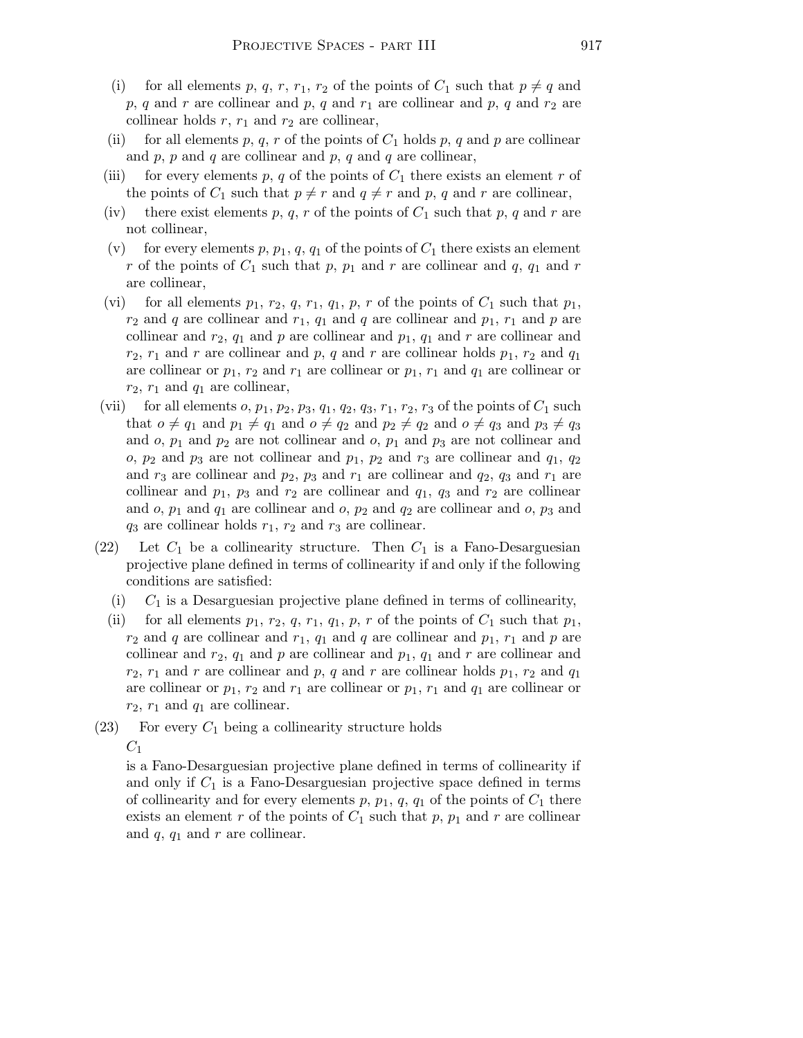(i) for all elements $p$, $q$, $r$, $r_1$, $r_2$ of the points of $C_1$ such that $p \neq q$ and $p$, $q$ and $r$ are collinear and $p$, $q$ and $r_1$ are collinear and $p$, $q$ and $r_2$ are collinear holds $r$, $r_1$ and $r_2$ are collinear,

(ii) for all elements $p$, $q$, $r$ of the points of $C_1$ holds $p$, $q$ and $p$ are collinear and $p$, $p$ and $q$ are collinear and $p$, $q$ and $q$ are collinear,

(iii) for every elements $p$, $q$ of the points of $C_1$ there exists an element $r$ of the points of $C_1$ such that $p \neq r$ and $q \neq r$ and $p$, $q$ and $r$ are collinear,

(iv) there exist elements $p$, $q$, $r$ of the points of $C_1$ such that $p$, $q$ and $r$ are not collinear,

(v) for every elements $p$, $p_1$, $q$, $q_1$ of the points of $C_1$ there exists an element $r$ of the points of $C_1$ such that $p$, $p_1$ and $r$ are collinear and $q$, $q_1$ and $r$ are collinear,

(vi) for all elements $p_1$, $r_2$, $q$, $r_1$, $q_1$, $p$, $r$ of the points of $C_1$ such that $p_1$, $r_2$ and $q$ are collinear and $r_1$, $q_1$ and $q$ are collinear and $p_1$, $r_1$ and $p$ are collinear and $r_2$, $q_1$ and $p$ are collinear and $p_1$, $q_1$ and $r$ are collinear and $r_2$, $r_1$ and $r$ are collinear and $p$, $q$ and $r$ are collinear holds $p_1$, $r_2$ and $q_1$ are collinear or $p_1$, $r_2$ and $r_1$ are collinear or $p_1$, $r_1$ and $q_1$ are collinear or $r_2$, $r_1$ and $q_1$ are collinear,

(vii) for all elements $o$, $p_1$, $p_2$, $p_3$, $q_1$, $q_2$, $q_3$, $r_1$, $r_2$, $r_3$ of the points of $C_1$ such that $o \neq q_1$ and $p_1 \neq q_1$ and $o \neq q_2$ and $p_2 \neq q_2$ and $o \neq q_3$ and $p_3 \neq q_3$ and $o$, $p_1$ and $p_2$ are not collinear and $o$, $p_1$ and $p_3$ are not collinear and $o$, $p_2$ and $p_3$ are not collinear and $p_1$, $p_2$ and $r_3$ are collinear and $q_1$, $q_2$ and $r_3$ are collinear and $p_2$, $p_3$ and $r_1$ are collinear and $q_2$, $q_3$ and $r_1$ are collinear and $p_1$, $p_3$ and $r_2$ are collinear and $q_1$, $q_3$ and $r_2$ are collinear and $o$, $p_1$ and $q_1$ are collinear and $o$, $p_2$ and $q_2$ are collinear and $o$, $p_3$ and $q_3$ are collinear holds $r_1$, $r_2$ and $r_3$ are collinear.

(22) Let $C_1$ be a collinearity structure. Then $C_1$ is a Fano-Desarguesian projective plane defined in terms of collinearity if and only if the following conditions are satisfied:

(i) $C_1$ is a Desarguesian projective plane defined in terms of collinearity,

(ii) for all elements $p_1$, $r_2$, $q$, $r_1$, $q_1$, $p$, $r$ of the points of $C_1$ such that $p_1$, $r_2$ and $q$ are collinear and $r_1$, $q_1$ and $q$ are collinear and $p_1$, $r_1$ and $p$ are collinear and $r_2$, $q_1$ and $p$ are collinear and $p_1$, $q_1$ and $r$ are collinear and $r_2$, $r_1$ and $r$ are collinear and $p$, $q$ and $r$ are collinear holds $p_1$, $r_2$ and $q_1$ are collinear or $p_1$, $r_2$ and $r_1$ are collinear or $p_1$, $r_1$ and $q_1$ are collinear or $r_2$, $r_1$ and $q_1$ are collinear.

(23) For every $C_1$ being a collinearity structure holds $C_1$ is a Fano-Desarguesian projective plane defined in terms of collinearity if and only if $C_1$ is a Fano-Desarguesian projective space defined in terms of collinearity and for every elements $p$, $p_1$, $q$, $q_1$ of the points of $C_1$ there exists an element $r$ of the points of $C_1$ such that $p$, $p_1$ and $r$ are collinear and $q$, $q_1$ and $r$ are collinear.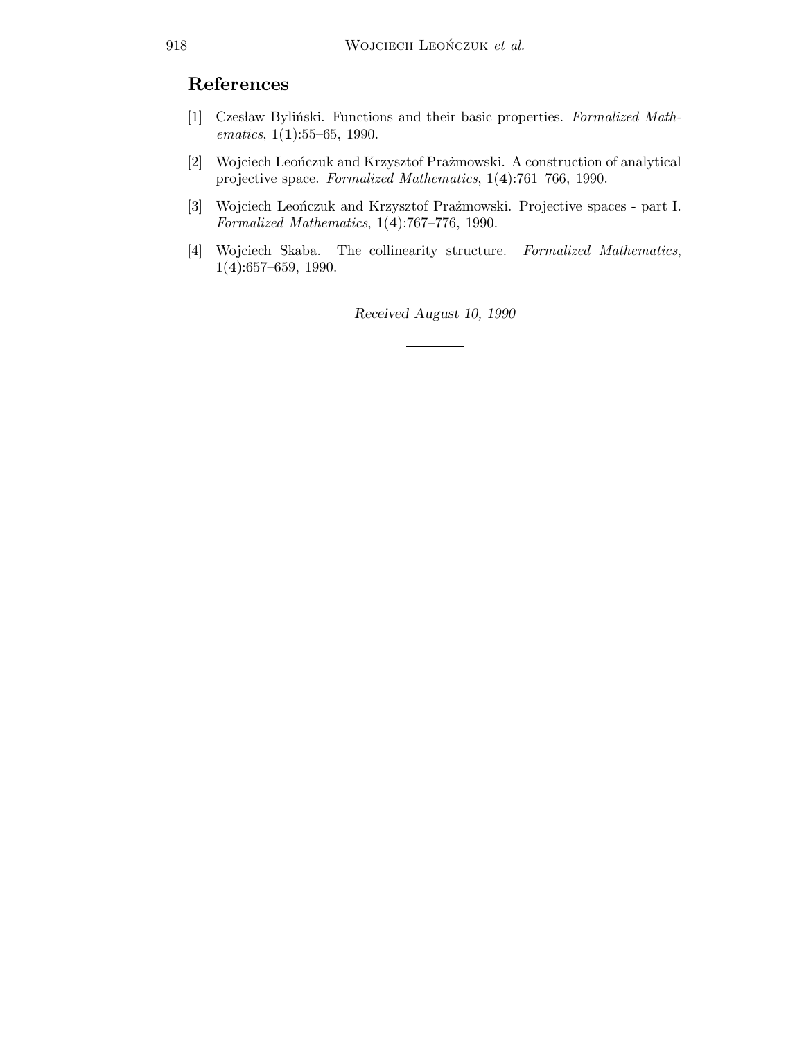## References

[1] Czesław Byliński. Functions and their basic properties. *Formalized Mathematics*, 1(**1**):55–65, 1990.

[2] Wojciech Leończuk and Krzysztof Prażmowski. A construction of analytical projective space. *Formalized Mathematics*, 1(**4**):761–766, 1990.

[3] Wojciech Leończuk and Krzysztof Prażmowski. Projective spaces - part I. *Formalized Mathematics*, 1(**4**):767–776, 1990.

[4] Wojciech Skaba. The collinearity structure. *Formalized Mathematics*, 1(**4**):657–659, 1990.

*Received August 10, 1990*